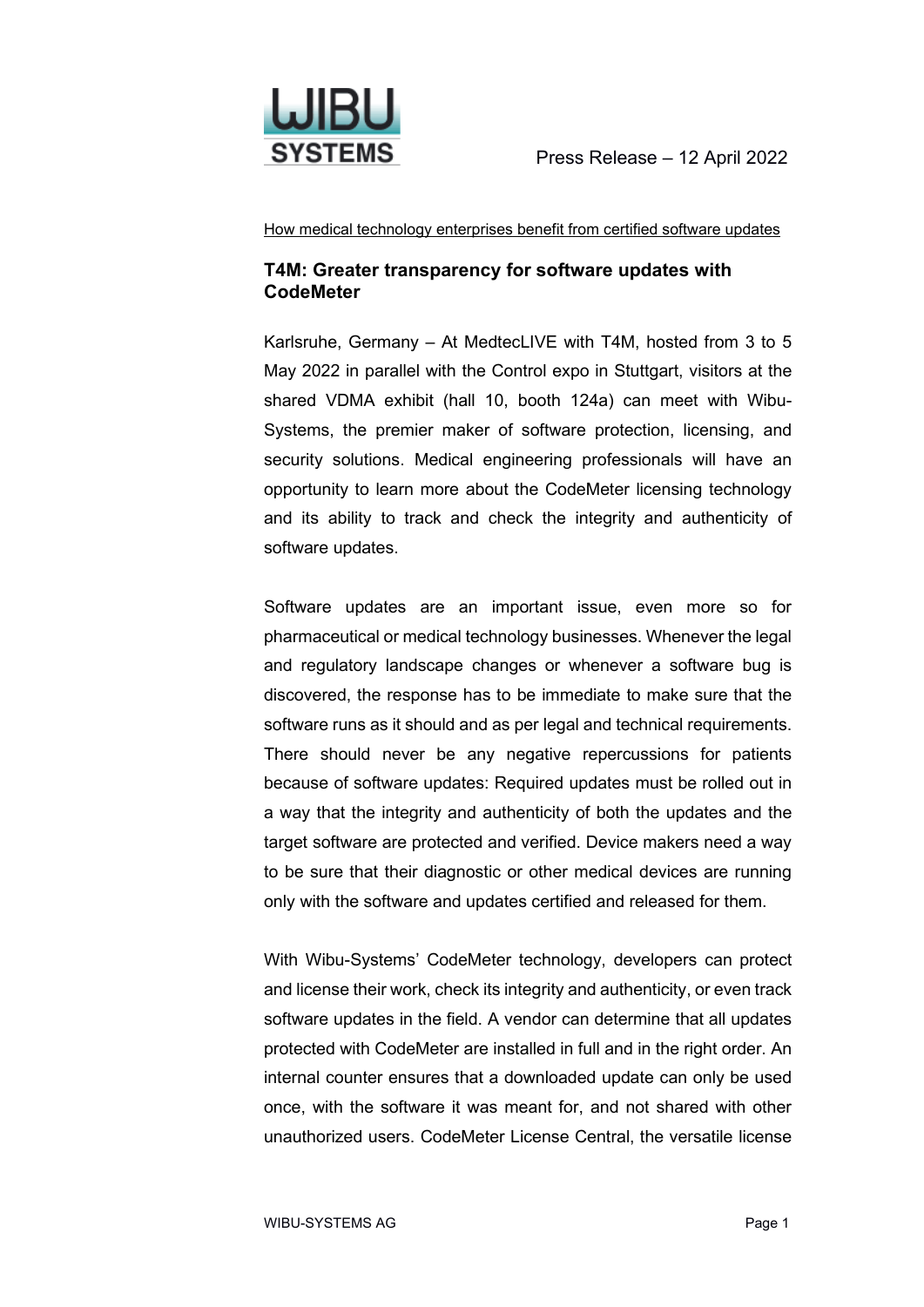Press Release – 12 April 2022

How medical technology enterprises benefit from certified software updates

## T4M: Greater transparency for software updates with CodeMeter

Karlsruhe, Germany – At MedtecLIVE with T4M, hosted from 3 to 5 May 2022 in parallel with the Control expo in Stuttgart, visitors at the shared VDMA exhibit (hall 10, booth 124a) can meet with Wibu-Systems, the premier maker of software protection, licensing, and security solutions. Medical engineering professionals will have an opportunity to learn more about the CodeMeter licensing technology and its ability to track and check the integrity and authenticity of software updates.

Software updates are an important issue, even more so for pharmaceutical or medical technology businesses. Whenever the legal and regulatory landscape changes or whenever a software bug is discovered, the response has to be immediate to make sure that the software runs as it should and as per legal and technical requirements. There should never be any negative repercussions for patients because of software updates: Required updates must be rolled out in a way that the integrity and authenticity of both the updates and the target software are protected and verified. Device makers need a way to be sure that their diagnostic or other medical devices are running only with the software and updates certified and released for them.

With Wibu-Systems' CodeMeter technology, developers can protect and license their work, check its integrity and authenticity, or even track software updates in the field. A vendor can determine that all updates protected with CodeMeter are installed in full and in the right order. An internal counter ensures that a downloaded update can only be used once, with the software it was meant for, and not shared with other unauthorized users. CodeMeter License Central, the versatile license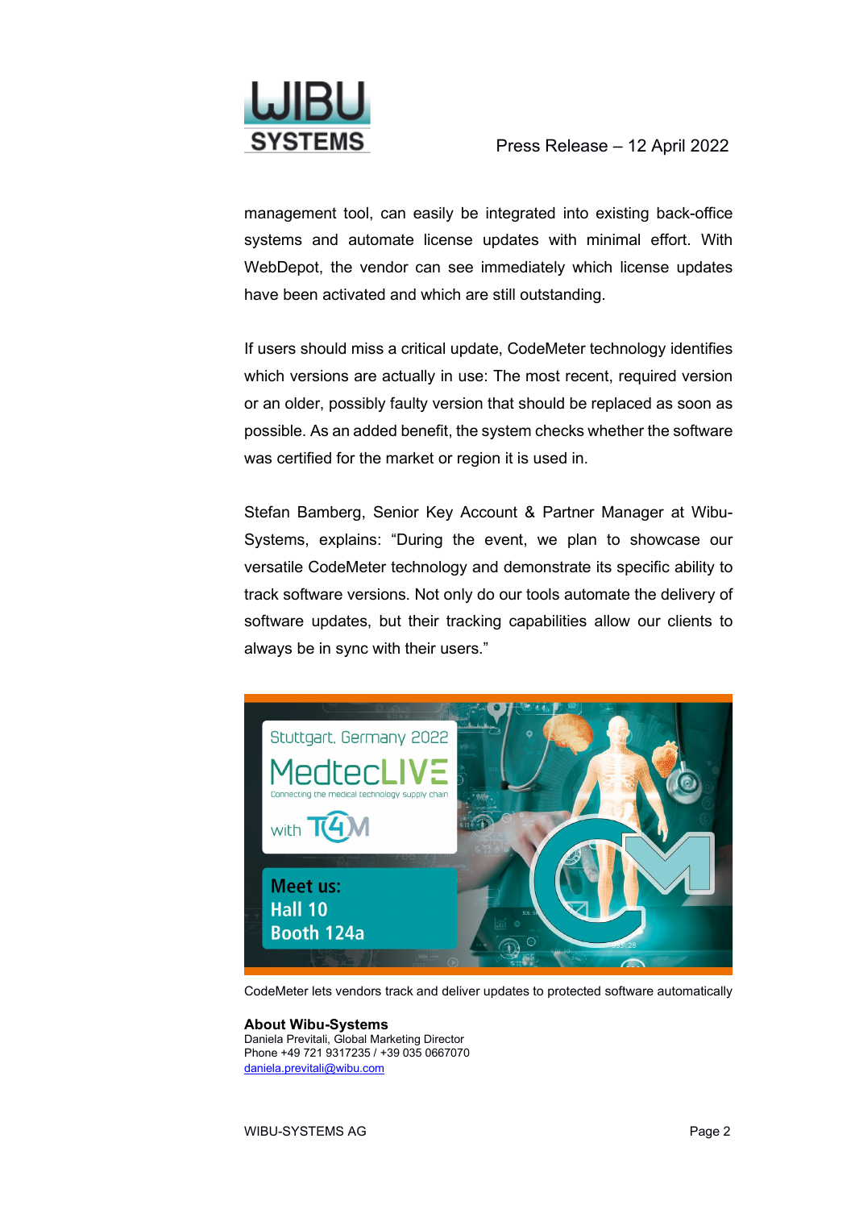management tool, can easily be integrated into existing back-office systems and automate license updates with minimal effort. With WebDepot, the vendor can see immediately which license updates have been activated and which are still outstanding.

If users should miss a critical update, CodeMeter technology identifies which versions are actually in use: The most recent, required version or an older, possibly faulty version that should be replaced as soon as possible. As an added benefit, the system checks whether the software was certified for the market or region it is used in.

Stefan Bamberg, Senior Key Account & Partner Manager at Wibu-Systems, explains: “During the event, we plan to showcase our versatile CodeMeter technology and demonstrate its specific ability to track software versions. Not only do our tools automate the delivery of software updates, but their tracking capabilities allow our clients to always be in sync with their users.”

CodeMeter lets vendors track and deliver updates to protected software automatically

**About Wibu-Systems**
Daniela Previtali, Global Marketing Director
Phone +49 721 9317235 / +39 035 0667070
[daniela.previtali@wibu.com](mailto:daniela.previtali@wibu.com)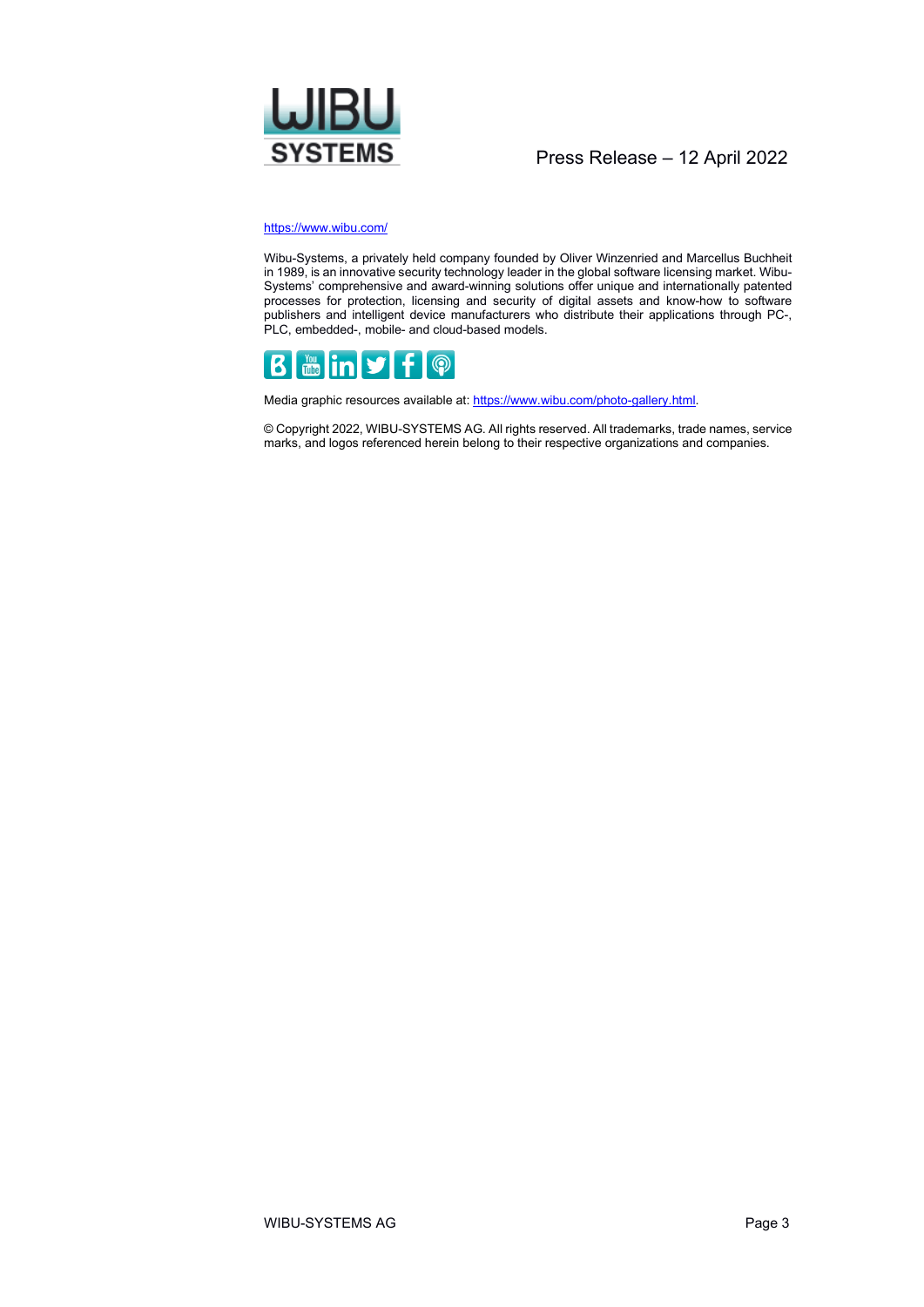https://www.wibu.com/

Wibu-Systems, a privately held company founded by Oliver Winzenried and Marcellus Buchheit in 1989, is an innovative security technology leader in the global software licensing market. Wibu-Systems' comprehensive and award-winning solutions offer unique and internationally patented processes for protection, licensing and security of digital assets and know-how to software publishers and intelligent device manufacturers who distribute their applications through PC-, PLC, embedded-, mobile- and cloud-based models.

Media graphic resources available at: https://www.wibu.com/photo-gallery.html.

© Copyright 2022, WIBU-SYSTEMS AG. All rights reserved. All trademarks, trade names, service marks, and logos referenced herein belong to their respective organizations and companies.